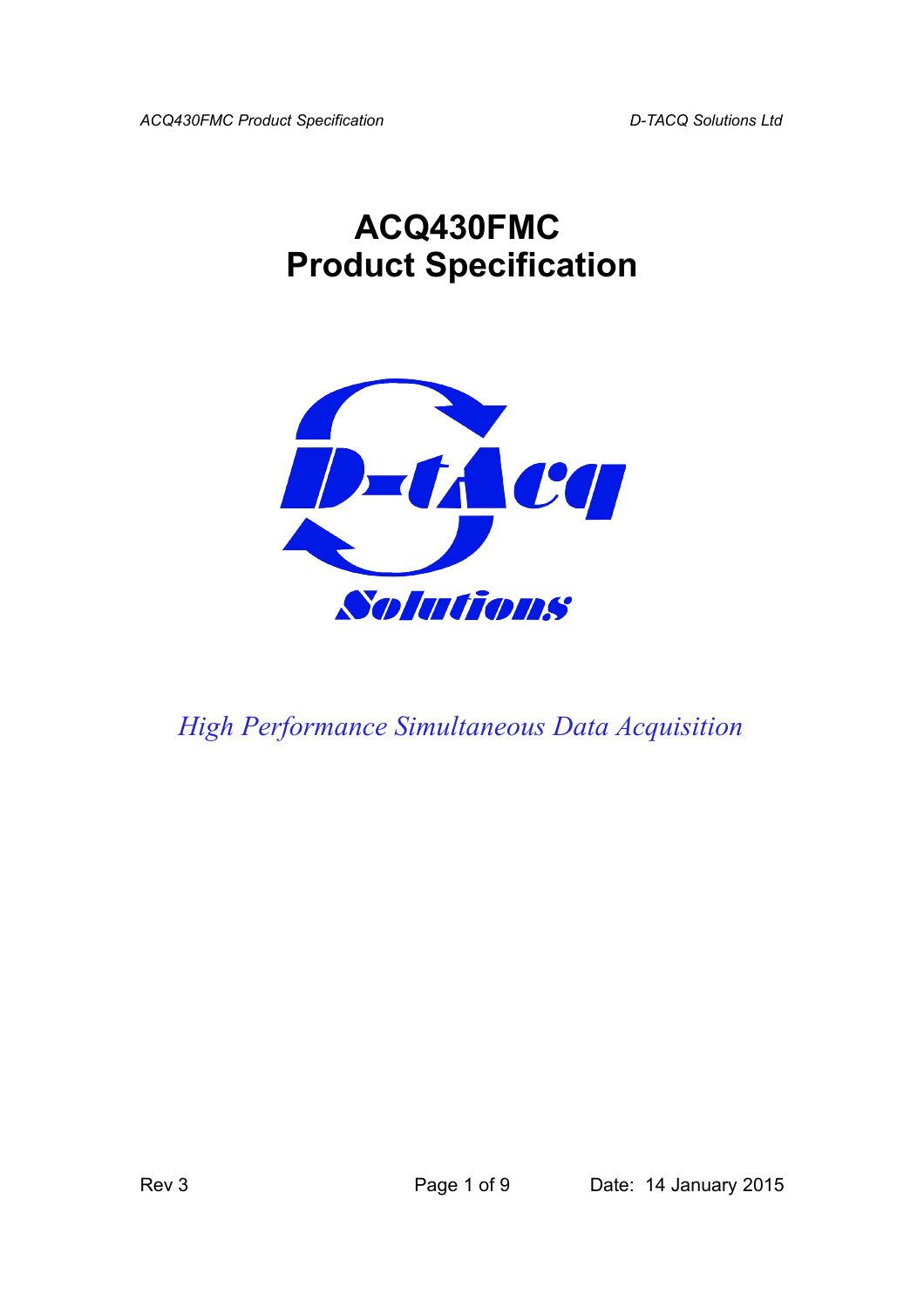# ACQ430FMC
# Product Specification

*High Performance Simultaneous Data Acquisition*

Rev 3

Date: 14 January 2015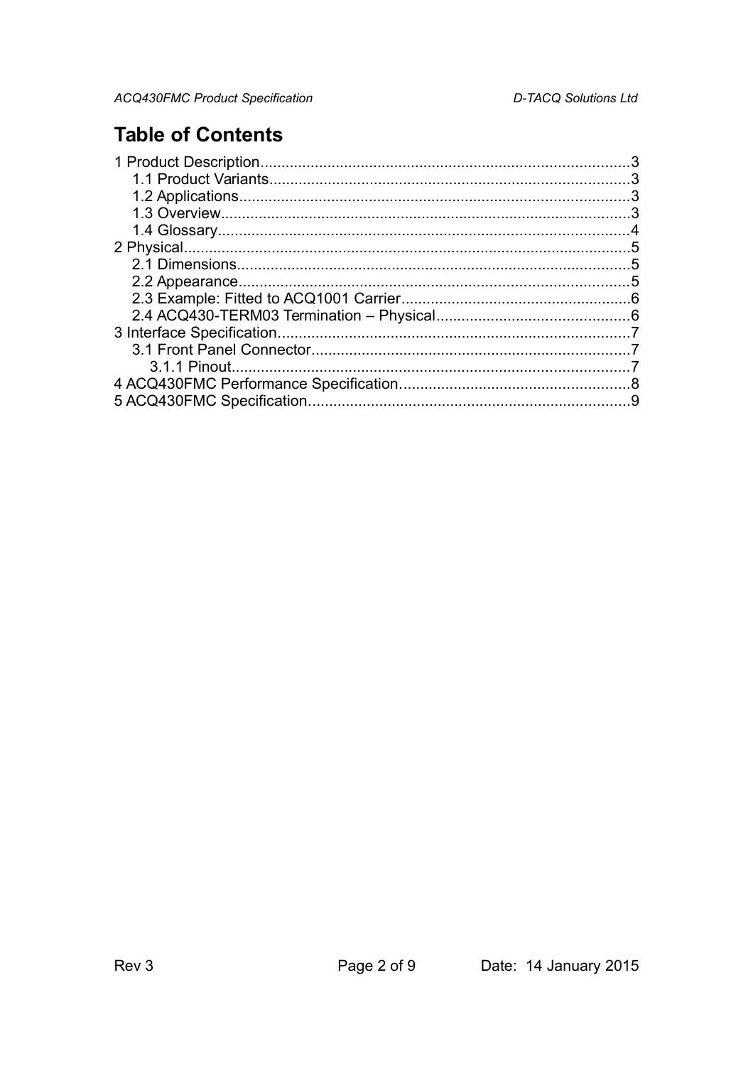# Table of Contents

1 Product Description........................................................................................3
  1.1 Product Variants......................................................................................3
  1.2 Applications.............................................................................................3
  1.3 Overview..................................................................................................3
  1.4 Glossary...................................................................................................4
2 Physical...........................................................................................................5
  2.1 Dimensions..............................................................................................5
  2.2 Appearance..............................................................................................5
  2.3 Example: Fitted to ACQ1001 Carrier.......................................................6
  2.4 ACQ430-TERM03 Termination – Physical..............................................6
3 Interface Specification....................................................................................7
  3.1 Front Panel Connector............................................................................7
    3.1.1 Pinout...............................................................................................7
4 ACQ430FMC Performance Specification.......................................................8
5 ACQ430FMC Specification.............................................................................9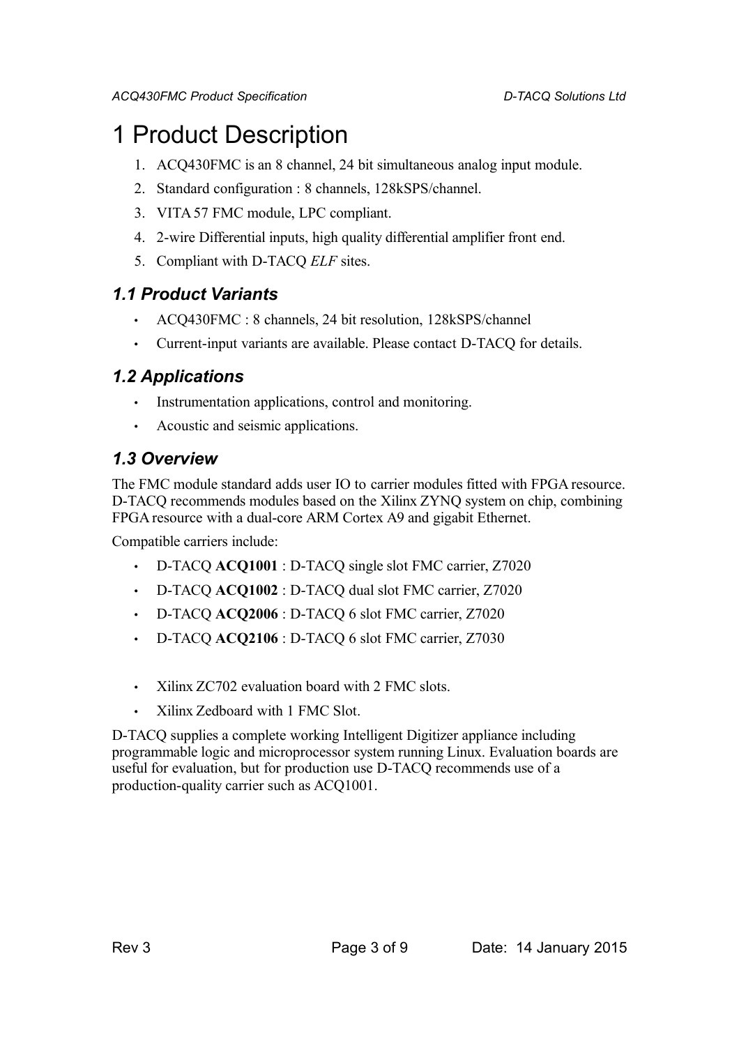# 1 Product Description

1. ACQ430FMC is an 8 channel, 24 bit simultaneous analog input module.
2. Standard configuration : 8 channels, 128kSPS/channel.
3. VITA 57 FMC module, LPC compliant.
4. 2-wire Differential inputs, high quality differential amplifier front end.
5. Compliant with D-TACQ *ELF* sites.

## *1.1 Product Variants*

- ACQ430FMC : 8 channels, 24 bit resolution, 128kSPS/channel
- Current-input variants are available. Please contact D-TACQ for details.

## *1.2 Applications*

- Instrumentation applications, control and monitoring.
- Acoustic and seismic applications.

## *1.3 Overview*

The FMC module standard adds user IO to carrier modules fitted with FPGA resource. D-TACQ recommends modules based on the Xilinx ZYNQ system on chip, combining FPGA resource with a dual-core ARM Cortex A9 and gigabit Ethernet.

Compatible carriers include:

- D-TACQ **ACQ1001** : D-TACQ single slot FMC carrier, Z7020
- D-TACQ **ACQ1002** : D-TACQ dual slot FMC carrier, Z7020
- D-TACQ **ACQ2006** : D-TACQ 6 slot FMC carrier, Z7020
- D-TACQ **ACQ2106** : D-TACQ 6 slot FMC carrier, Z7030

- Xilinx ZC702 evaluation board with 2 FMC slots.
- Xilinx Zedboard with 1 FMC Slot.

D-TACQ supplies a complete working Intelligent Digitizer appliance including programmable logic and microprocessor system running Linux. Evaluation boards are useful for evaluation, but for production use D-TACQ recommends use of a production-quality carrier such as ACQ1001.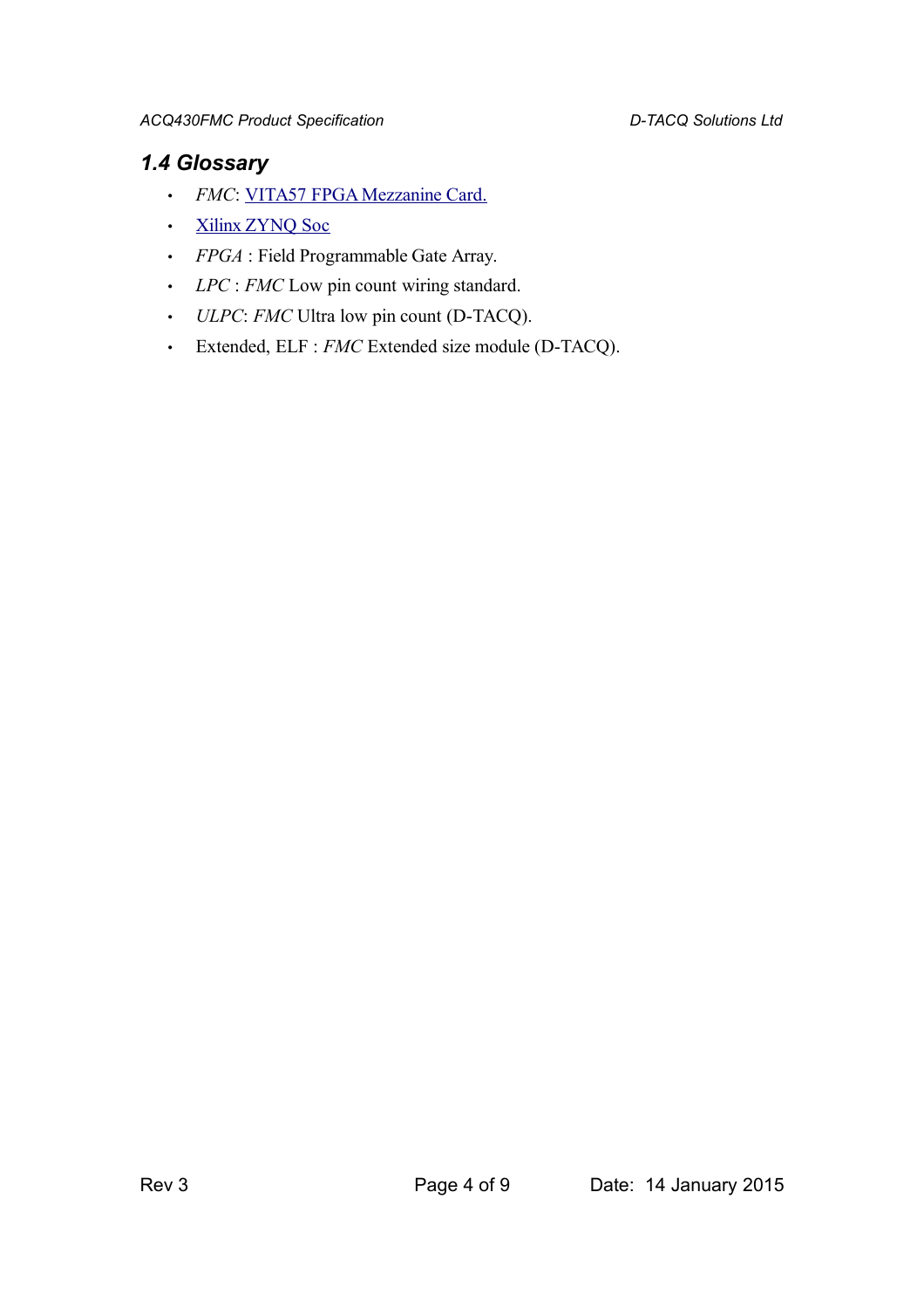### 1.4 Glossary

- *FMC*: VITA57 FPGA Mezzanine Card.
- Xilinx ZYNQ Soc
- *FPGA* : Field Programmable Gate Array.
- *LPC* : *FMC* Low pin count wiring standard.
- *ULPC*: *FMC* Ultra low pin count (D-TACQ).
- Extended, ELF : *FMC* Extended size module (D-TACQ).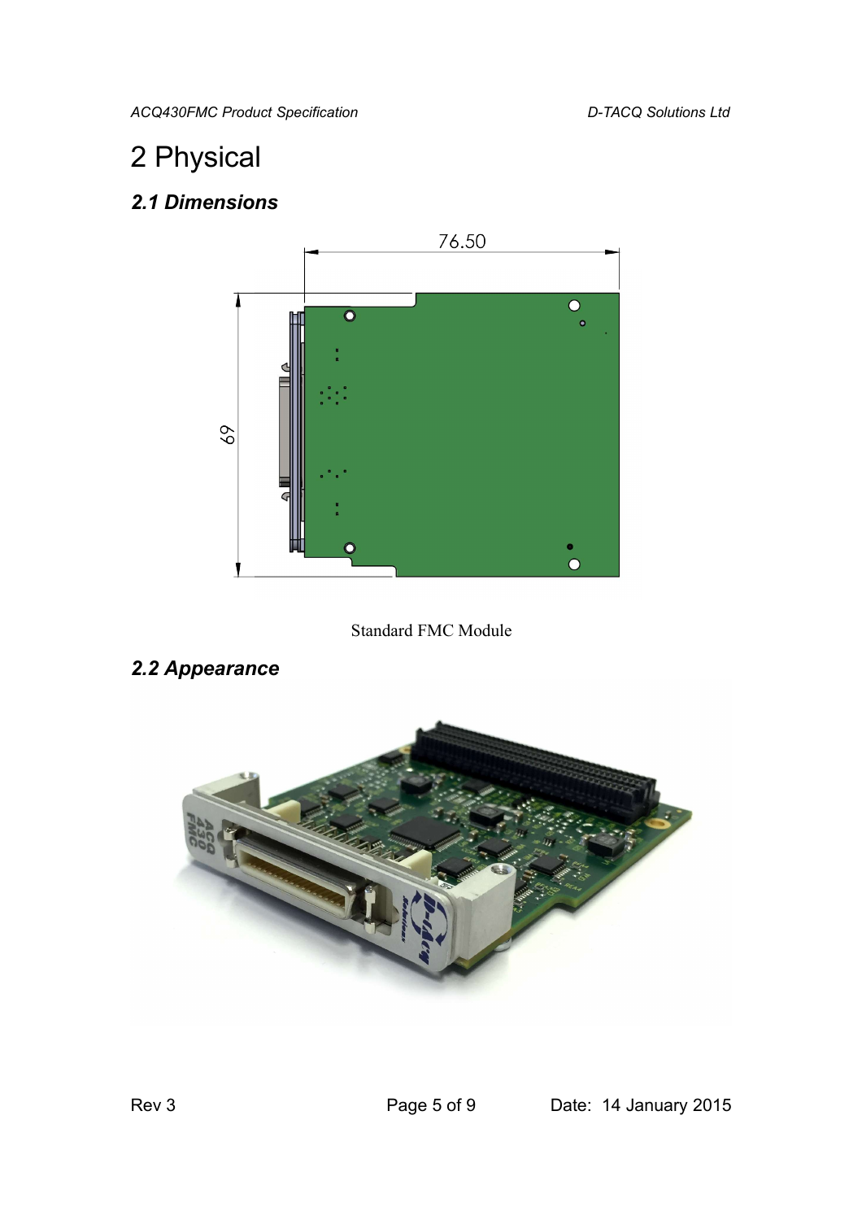# 2 Physical

## *2.1 Dimensions*

Standard FMC Module

## *2.2 Appearance*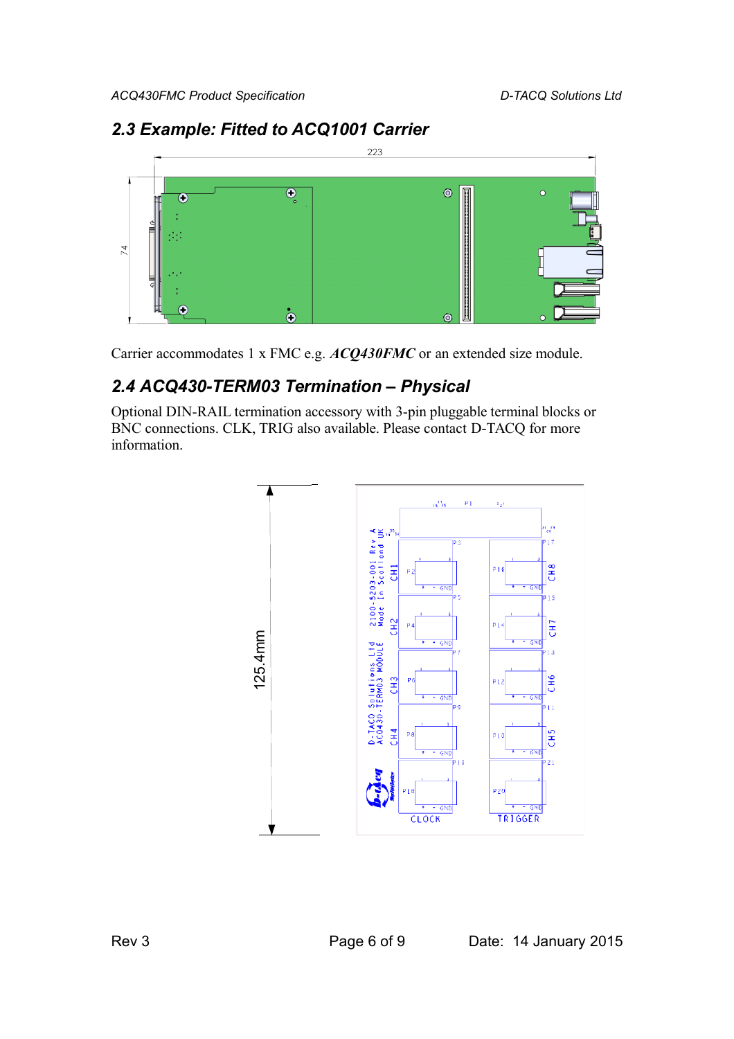## 2.3 Example: Fitted to ACQ1001 Carrier

Carrier accommodates 1 x FMC e.g. ***ACQ430FMC*** or an extended size module.

## 2.4 ACQ430-TERM03 Termination – Physical

Optional DIN-RAIL termination accessory with 3-pin pluggable terminal blocks or BNC connections. CLK, TRIG also available. Please contact D-TACQ for more information.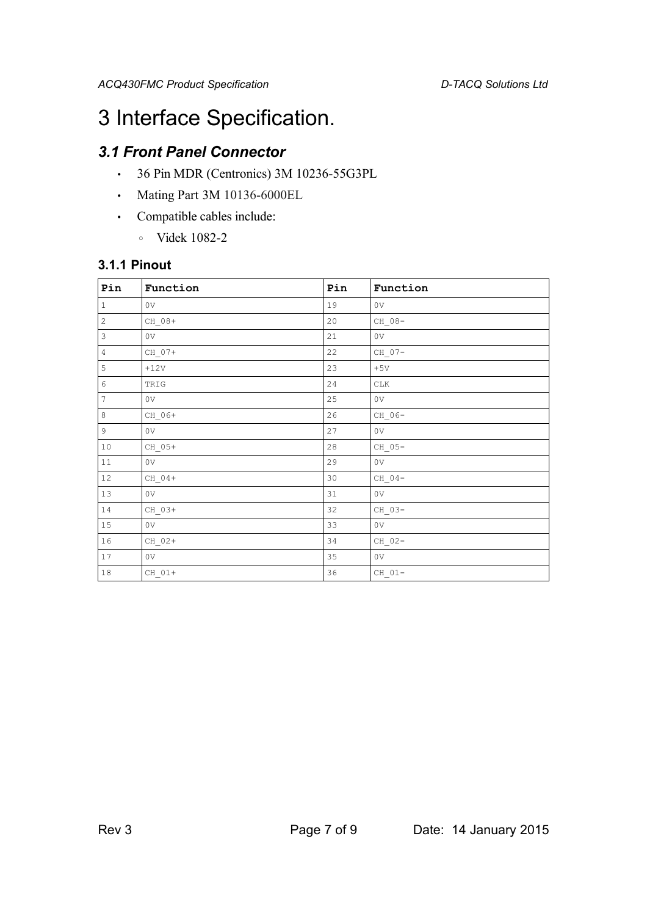# 3 Interface Specification.

## *3.1 Front Panel Connector*

- 36 Pin MDR (Centronics) 3M 10236-55G3PL
- Mating Part 3M 10136-6000EL
- Compatible cables include:
  - Videk 1082-2

### 3.1.1 Pinout

| Pin | Function | Pin | Function |
|---|---|---|---|
| 1 | 0V | 19 | 0V |
| 2 | CH_08+ | 20 | CH_08- |
| 3 | 0V | 21 | 0V |
| 4 | CH_07+ | 22 | CH_07- |
| 5 | +12V | 23 | +5V |
| 6 | TRIG | 24 | CLK |
| 7 | 0V | 25 | 0V |
| 8 | CH_06+ | 26 | CH_06- |
| 9 | 0V | 27 | 0V |
| 10 | CH_05+ | 28 | CH_05- |
| 11 | 0V | 29 | 0V |
| 12 | CH_04+ | 30 | CH_04- |
| 13 | 0V | 31 | 0V |
| 14 | CH_03+ | 32 | CH_03- |
| 15 | 0V | 33 | 0V |
| 16 | CH_02+ | 34 | CH_02- |
| 17 | 0V | 35 | 0V |
| 18 | CH_01+ | 36 | CH_01- |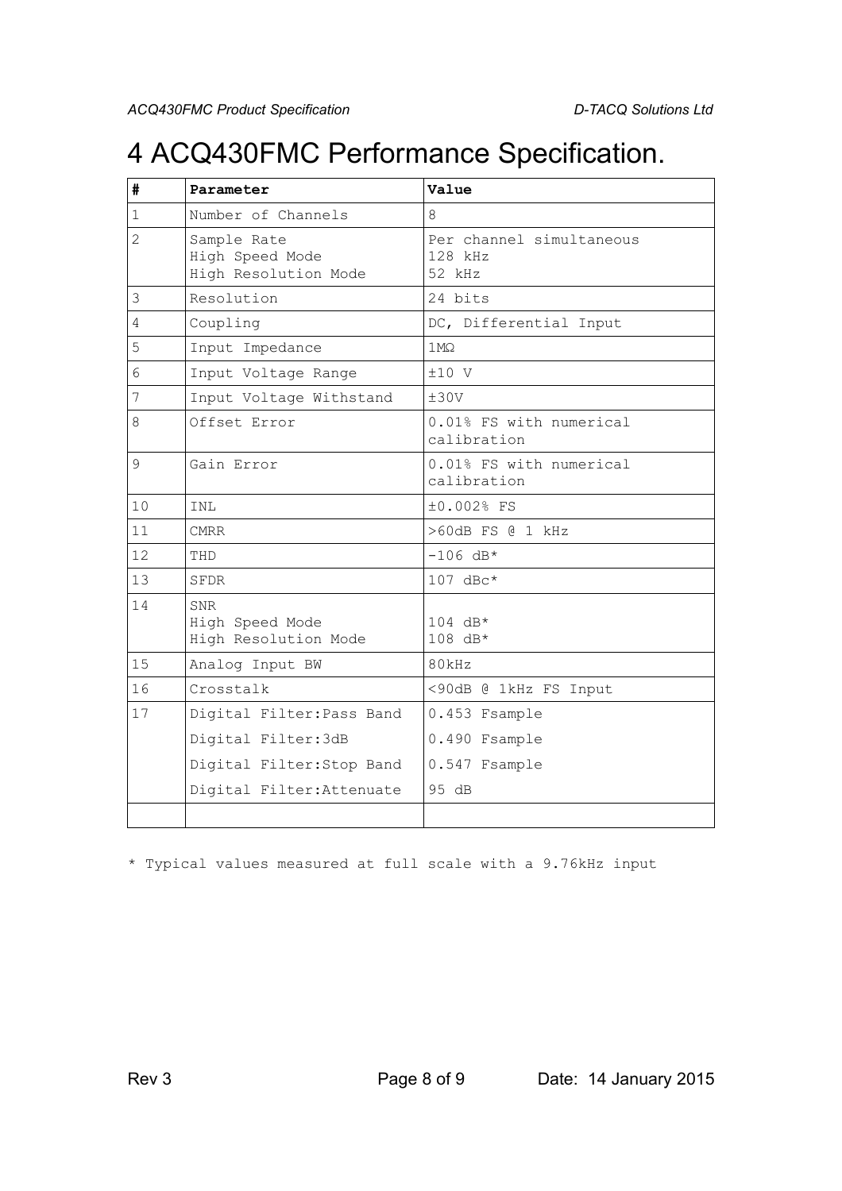# 4 ACQ430FMC Performance Specification.

| # | Parameter | Value |
|---|---|---|
| 1 | Number of Channels | 8 |
| 2 | Sample Rate<br>High Speed Mode<br>High Resolution Mode | Per channel simultaneous<br>128 kHz<br>52 kHz |
| 3 | Resolution | 24 bits |
| 4 | Coupling | DC, Differential Input |
| 5 | Input Impedance | 1MΩ |
| 6 | Input Voltage Range | ±10 V |
| 7 | Input Voltage Withstand | ±30V |
| 8 | Offset Error | 0.01% FS with numerical calibration |
| 9 | Gain Error | 0.01% FS with numerical calibration |
| 10 | INL | ±0.002% FS |
| 11 | CMRR | >60dB FS @ 1 kHz |
| 12 | THD | -106 dB* |
| 13 | SFDR | 107 dBc* |
| 14 | SNR<br>High Speed Mode<br>High Resolution Mode | <br>104 dB*<br>108 dB* |
| 15 | Analog Input BW | 80kHz |
| 16 | Crosstalk | <90dB @ 1kHz FS Input |
| 17 | Digital Filter:Pass Band<br>Digital Filter:3dB<br>Digital Filter:Stop Band<br>Digital Filter:Attenuate | 0.453 Fsample<br>0.490 Fsample<br>0.547 Fsample<br>95 dB |
| | | |

\* Typical values measured at full scale with a 9.76kHz input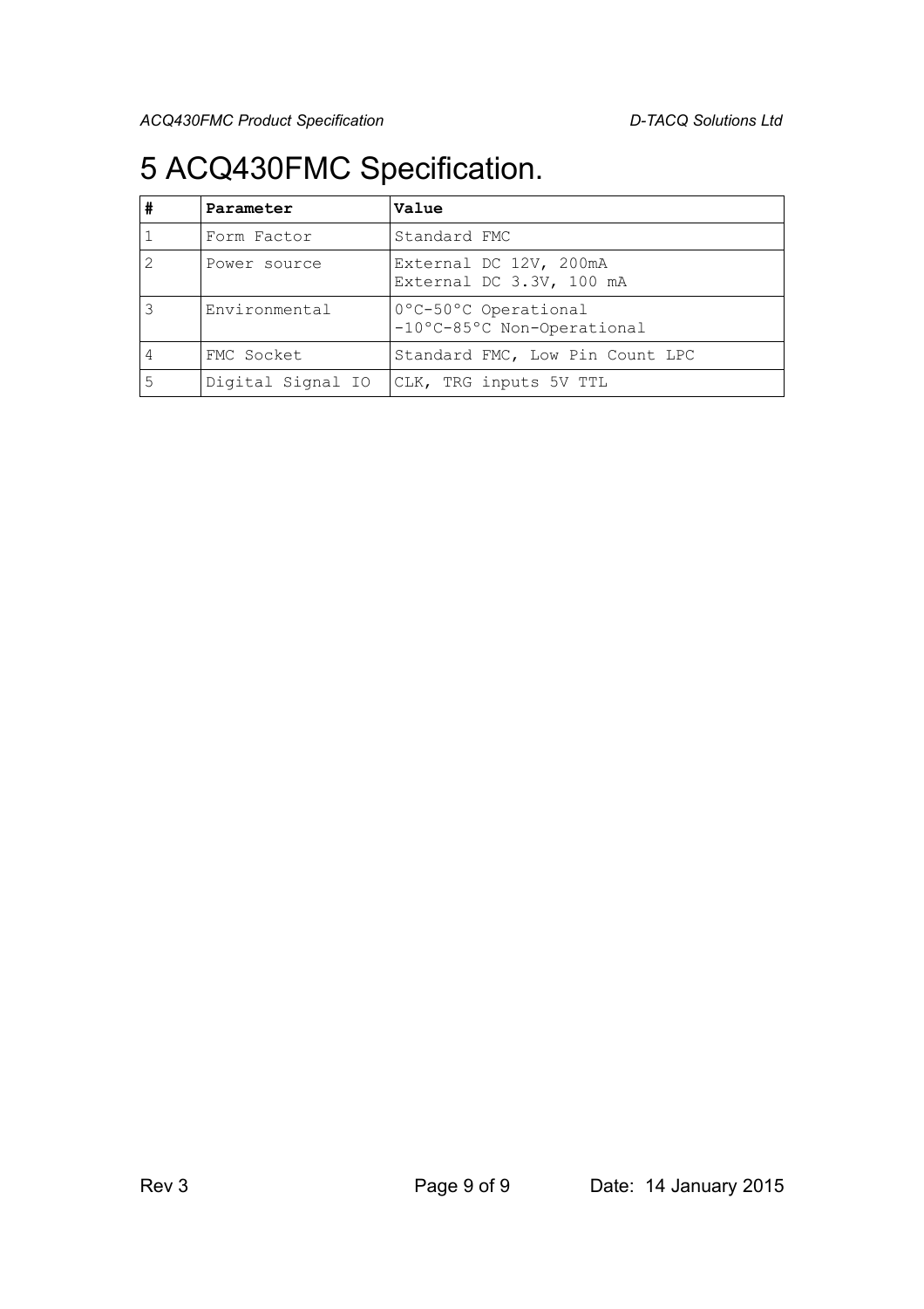# 5 ACQ430FMC Specification.

| # | Parameter | Value |
|---|---|---|
| 1 | Form Factor | Standard FMC |
| 2 | Power source | External DC 12V, 200mA<br>External DC 3.3V, 100 mA |
| 3 | Environmental | 0°C-50°C Operational<br>-10°C-85°C Non-Operational |
| 4 | FMC Socket | Standard FMC, Low Pin Count LPC |
| 5 | Digital Signal IO | CLK, TRG inputs 5V TTL |